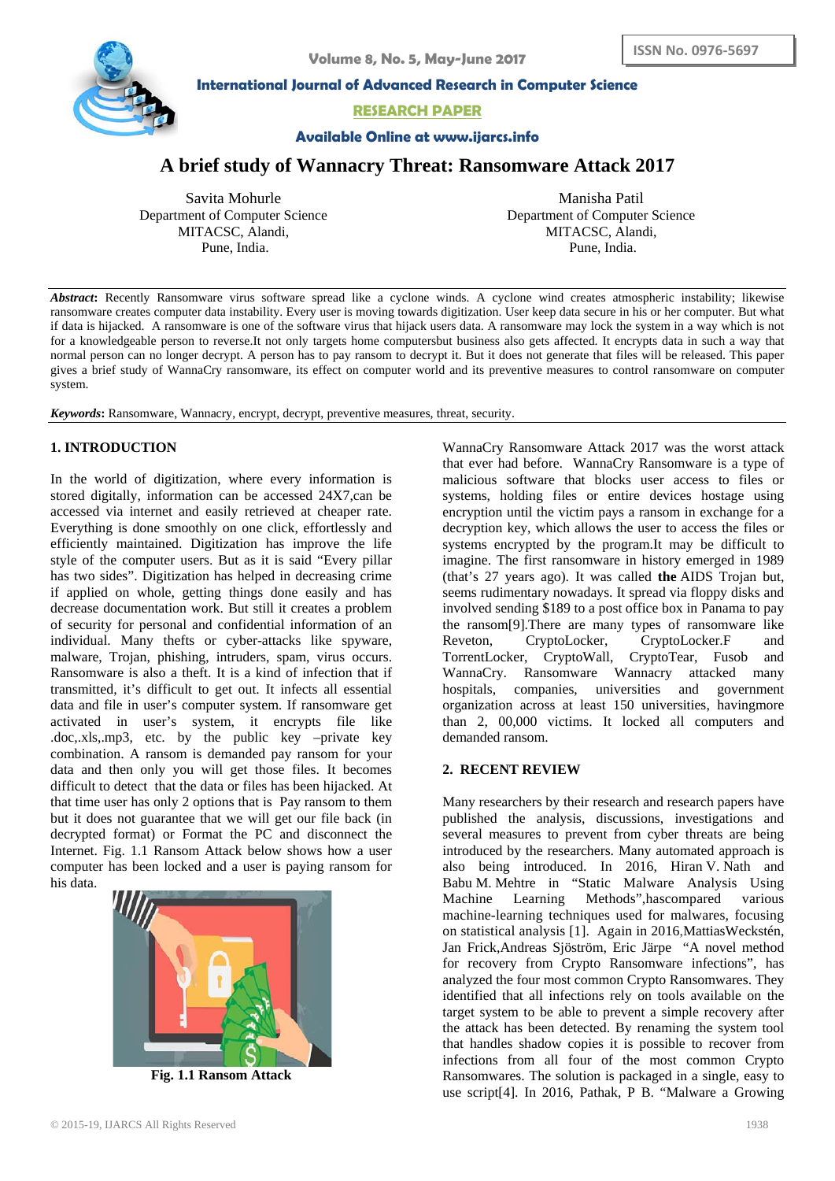# A brief study of Wannacry Threat: Ransomware Attack 2017

Savita Mohurle
Department of Computer Science
MITACSC, Alandi,
Pune, India.

Manisha Patil
Department of Computer Science
MITACSC, Alandi,
Pune, India.

***Abstract*:** Recently Ransomware virus software spread like a cyclone winds. A cyclone wind creates atmospheric instability; likewise ransomware creates computer data instability. Every user is moving towards digitization. User keep data secure in his or her computer. But what if data is hijacked. A ransomware is one of the software virus that hijack users data. A ransomware may lock the system in a way which is not for a knowledgeable person to reverse.It not only targets home computersbut business also gets affected. It encrypts data in such a way that normal person can no longer decrypt. A person has to pay ransom to decrypt it. But it does not generate that files will be released. This paper gives a brief study of WannaCry ransomware, its effect on computer world and its preventive measures to control ransomware on computer system.

***Keywords*:** Ransomware, Wannacry, encrypt, decrypt, preventive measures, threat, security.

## 1. INTRODUCTION

In the world of digitization, where every information is stored digitally, information can be accessed 24X7,can be accessed via internet and easily retrieved at cheaper rate. Everything is done smoothly on one click, effortlessly and efficiently maintained. Digitization has improve the life style of the computer users. But as it is said "Every pillar has two sides". Digitization has helped in decreasing crime if applied on whole, getting things done easily and has decrease documentation work. But still it creates a problem of security for personal and confidential information of an individual. Many thefts or cyber-attacks like spyware, malware, Trojan, phishing, intruders, spam, virus occurs. Ransomware is also a theft. It is a kind of infection that if transmitted, it's difficult to get out. It infects all essential data and file in user's computer system. If ransomware get activated in user's system, it encrypts file like .doc,.xls,.mp3, etc. by the public key –private key combination. A ransom is demanded pay ransom for your data and then only you will get those files. It becomes difficult to detect that the data or files has been hijacked. At that time user has only 2 options that is Pay ransom to them but it does not guarantee that we will get our file back (in decrypted format) or Format the PC and disconnect the Internet. Fig. 1.1 Ransom Attack below shows how a user computer has been locked and a user is paying ransom for his data.

**Fig. 1.1 Ransom Attack**

WannaCry Ransomware Attack 2017 was the worst attack that ever had before. WannaCry Ransomware is a type of malicious software that blocks user access to files or systems, holding files or entire devices hostage using encryption until the victim pays a ransom in exchange for a decryption key, which allows the user to access the files or systems encrypted by the program.It may be difficult to imagine. The first ransomware in history emerged in 1989 (that's 27 years ago). It was called **the** AIDS Trojan but, seems rudimentary nowadays. It spread via floppy disks and involved sending $189 to a post office box in Panama to pay the ransom[9].There are many types of ransomware like Reveton, CryptoLocker, CryptoLocker.F and TorrentLocker, CryptoWall, CryptoTear, Fusob and WannaCry. Ransomware Wannacry attacked many hospitals, companies, universities and government organization across at least 150 universities, havingmore than 2, 00,000 victims. It locked all computers and demanded ransom.

## 2. RECENT REVIEW

Many researchers by their research and research papers have published the analysis, discussions, investigations and several measures to prevent from cyber threats are being introduced by the researchers. Many automated approach is also being introduced. In 2016, Hiran V. Nath and Babu M. Mehtre in "Static Malware Analysis Using Machine Learning Methods",hascompared various machine-learning techniques used for malwares, focusing on statistical analysis [1]. Again in 2016,MattiasWeckstén, Jan Frick,Andreas Sjöström, Eric Järpe "A novel method for recovery from Crypto Ransomware infections", has analyzed the four most common Crypto Ransomwares. They identified that all infections rely on tools available on the target system to be able to prevent a simple recovery after the attack has been detected. By renaming the system tool that handles shadow copies it is possible to recover from infections from all four of the most common Crypto Ransomwares. The solution is packaged in a single, easy to use script[4]. In 2016, Pathak, P B. "Malware a Growing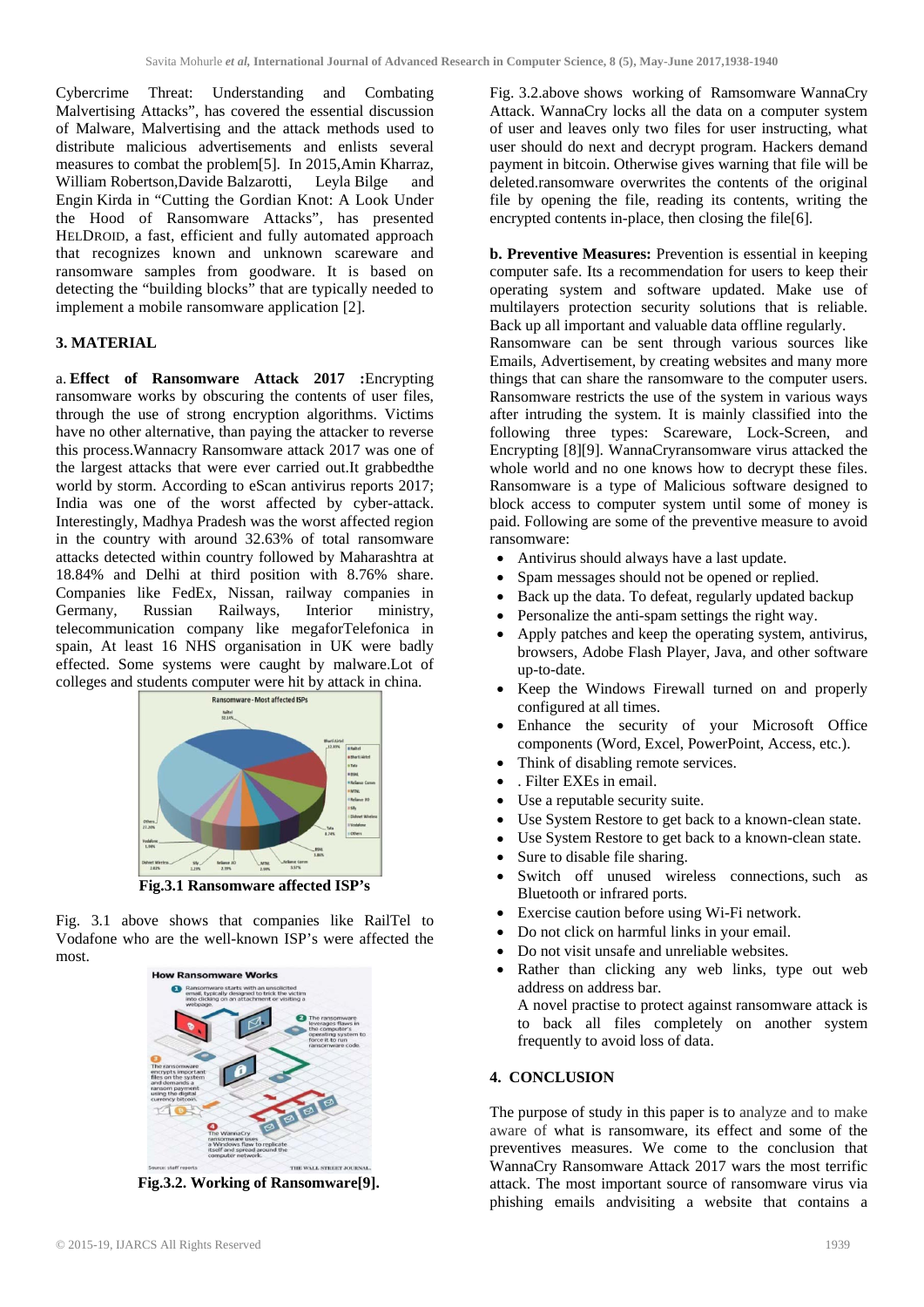Cybercrime Threat: Understanding and Combating Malvertising Attacks", has covered the essential discussion of Malware, Malvertising and the attack methods used to distribute malicious advertisements and enlists several measures to combat the problem[5]. In 2015,Amin Kharraz, William Robertson,Davide Balzarotti, Leyla Bilge and Engin Kirda in "Cutting the Gordian Knot: A Look Under the Hood of Ransomware Attacks", has presented HELDROID, a fast, efficient and fully automated approach that recognizes known and unknown scareware and ransomware samples from goodware. It is based on detecting the "building blocks" that are typically needed to implement a mobile ransomware application [2].

## 3. MATERIAL

a. **Effect of Ransomware Attack 2017 :**Encrypting ransomware works by obscuring the contents of user files, through the use of strong encryption algorithms. Victims have no other alternative, than paying the attacker to reverse this process.Wannacry Ransomware attack 2017 was one of the largest attacks that were ever carried out.It grabbedthe world by storm. According to eScan antivirus reports 2017; India was one of the worst affected by cyber-attack. Interestingly, Madhya Pradesh was the worst affected region in the country with around 32.63% of total ransomware attacks detected within country followed by Maharashtra at 18.84% and Delhi at third position with 8.76% share. Companies like FedEx, Nissan, railway companies in Germany, Russian Railways, Interior ministry, telecommunication company like megaforTelefonica in spain, At least 16 NHS organisation in UK were badly effected. Some systems were caught by malware.Lot of colleges and students computer were hit by attack in china.

**Fig.3.1 Ransomware affected ISP's**

Fig. 3.1 above shows that companies like RailTel to Vodafone who are the well-known ISP's were affected the most.

**Fig.3.2. Working of Ransomware[9].**

Fig. 3.2.above shows working of Ramsomware WannaCry Attack. WannaCry locks all the data on a computer system of user and leaves only two files for user instructing, what user should do next and decrypt program. Hackers demand payment in bitcoin. Otherwise gives warning that file will be deleted.ransomware overwrites the contents of the original file by opening the file, reading its contents, writing the encrypted contents in-place, then closing the file[6].

**b. Preventive Measures:** Prevention is essential in keeping computer safe. Its a recommendation for users to keep their operating system and software updated. Make use of multilayers protection security solutions that is reliable. Back up all important and valuable data offline regularly. Ransomware can be sent through various sources like Emails, Advertisement, by creating websites and many more things that can share the ransomware to the computer users. Ransomware restricts the use of the system in various ways after intruding the system. It is mainly classified into the following three types: Scareware, Lock-Screen, and Encrypting [8][9]. WannaCryransomware virus attacked the whole world and no one knows how to decrypt these files. Ransomware is a type of Malicious software designed to block access to computer system until some of money is paid. Following are some of the preventive measure to avoid ransomware:

- Antivirus should always have a last update.
- Spam messages should not be opened or replied.
- Back up the data. To defeat, regularly updated backup
- Personalize the anti-spam settings the right way.
- Apply patches and keep the operating system, antivirus, browsers, Adobe Flash Player, Java, and other software up-to-date.
- Keep the Windows Firewall turned on and properly configured at all times.
- Enhance the security of your Microsoft Office components (Word, Excel, PowerPoint, Access, etc.).
- Think of disabling remote services.
- . Filter EXEs in email.
- Use a reputable security suite.
- Use System Restore to get back to a known-clean state.
- Use System Restore to get back to a known-clean state.
- Sure to disable file sharing.
- Switch off unused wireless connections, such as Bluetooth or infrared ports.
- Exercise caution before using Wi-Fi network.
- Do not click on harmful links in your email.
- Do not visit unsafe and unreliable websites.
- Rather than clicking any web links, type out web address on address bar.

  A novel practise to protect against ransomware attack is to back all files completely on another system frequently to avoid loss of data.

## 4. CONCLUSION

The purpose of study in this paper is to analyze and to make aware of what is ransomware, its effect and some of the preventives measures. We come to the conclusion that WannaCry Ransomware Attack 2017 wars the most terrific attack. The most important source of ransomware virus via phishing emails andvisiting a website that contains a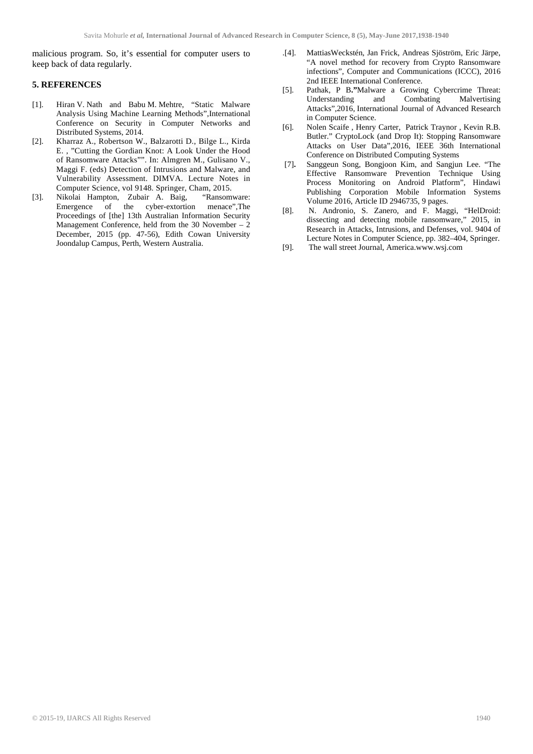malicious program. So, it's essential for computer users to keep back of data regularly.

## 5. REFERENCES

[1]. Hiran V. Nath and Babu M. Mehtre, "Static Malware Analysis Using Machine Learning Methods",International Conference on Security in Computer Networks and Distributed Systems, 2014.

[2]. Kharraz A., Robertson W., Balzarotti D., Bilge L., Kirda E. , "Cutting the Gordian Knot: A Look Under the Hood of Ransomware Attacks"". In: Almgren M., Gulisano V., Maggi F. (eds) Detection of Intrusions and Malware, and Vulnerability Assessment. DIMVA. Lecture Notes in Computer Science, vol 9148. Springer, Cham, 2015.

[3]. Nikolai Hampton, Zubair A. Baig, "Ransomware: Emergence of the cyber-extortion menace",The Proceedings of [the] 13th Australian Information Security Management Conference, held from the 30 November – 2 December, 2015 (pp. 47-56), Edith Cowan University Joondalup Campus, Perth, Western Australia.

.[4]. MattiasWeckstén, Jan Frick, Andreas Sjöström, Eric Järpe, "A novel method for recovery from Crypto Ransomware infections", Computer and Communications (ICCC), 2016 2nd IEEE International Conference.

[5]. Pathak, P B.**"**Malware a Growing Cybercrime Threat: Understanding and Combating Malvertising Attacks",2016, International Journal of Advanced Research in Computer Science.

[6]. Nolen Scaife , Henry Carter, Patrick Traynor , Kevin R.B. Butler." CryptoLock (and Drop It): Stopping Ransomware Attacks on User Data",2016, IEEE 36th International Conference on Distributed Computing Systems

[7]**.** Sanggeun Song, Bongjoon Kim, and Sangjun Lee. "The Effective Ransomware Prevention Technique Using Process Monitoring on Android Platform", Hindawi Publishing Corporation Mobile Information Systems Volume 2016, Article ID 2946735, 9 pages.

[8]. N. Andronio, S. Zanero, and F. Maggi, "HelDroid: dissecting and detecting mobile ransomware," 2015, in Research in Attacks, Intrusions, and Defenses, vol. 9404 of Lecture Notes in Computer Science, pp. 382–404, Springer.

[9]. The wall street Journal, America.www.wsj.com